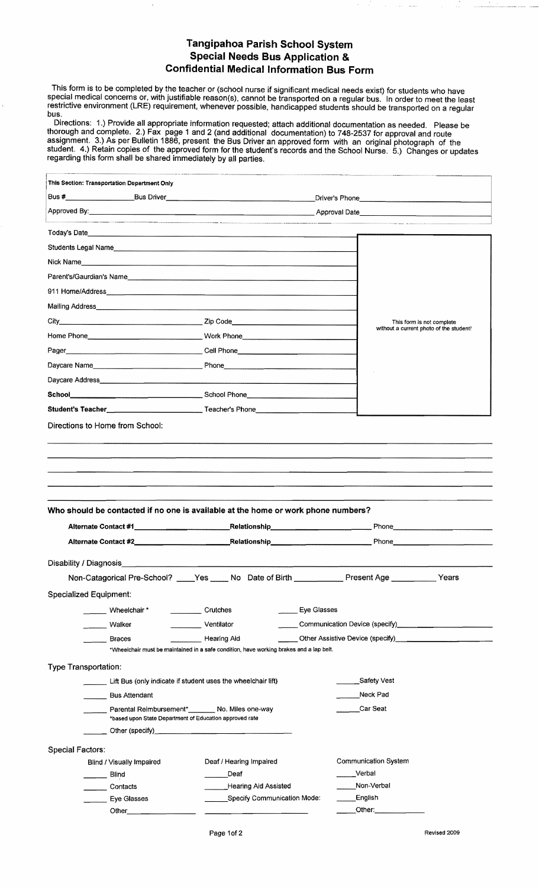# Tangipahoa Parish School System
## Special Needs Bus Application &
## Confidential Medical Information Bus Form

This form is to be completed by the teacher or (school nurse if significant medical needs exist) for students who have special medical concerns or, with justifiable reason(s), cannot be transported on a regular bus. In order to meet the least restrictive environment (LRE) requirement, whenever possible, handicapped students should be transported on a regular bus.

Directions: 1.) Provide all appropriate information requested; attach additional documentation as needed. Please be thorough and complete. 2.) Fax page 1 and 2 (and additional documentation) to 748-2537 for approval and route assignment. 3.) As per Bulletin 1886, present the Bus Driver an approved form with an original photograph of the student. 4.) Retain copies of the approved form for the student's records and the School Nurse. 5.) Changes or updates regarding this form shall be shared immediately by all parties.

**This Section: Transportation Department Only**

Bus #__________ Bus Driver______________________ Driver's Phone______________________

Approved By:______________________________ Approval Date______________________

Today's Date______________________

Students Legal Name______________________

Nick Name______________________

Parent's/Gaurdian's Name______________________

911 Home/Address______________________

Mailing Address______________________

City______________________ Zip Code______________________

Home Phone______________________ Work Phone______________________

Pager______________________ Cell Phone______________________

Daycare Name______________________ Phone______________________

Daycare Address______________________

**School**______________________ School Phone______________________

**Student's Teacher**______________________ Teacher's Phone______________________

This form is not complete without a current photo of the student!

Directions to Home from School:

______________________________________________________________

______________________________________________________________

______________________________________________________________

______________________________________________________________

______________________________________________________________

**Who should be contacted if no one is available at the home or work phone numbers?**

**Alternate Contact #1**______________________ **Relationship**______________________ Phone______________________

**Alternate Contact #2**______________________ **Relationship**______________________ Phone______________________

Disability / Diagnosis______________________________________________

Non-Catagorical Pre-School? ____Yes ____ No Date of Birth __________ Present Age __________ Years

Specialized Equipment:

_____ Wheelchair * _____ Crutches _____ Eye Glasses

_____ Walker _____ Ventilator _____ Communication Device (specify)______________________

_____ Braces _____ Hearing Aid _____ Other Assistive Device (specify)______________________

*Wheelchair must be maintained in a safe condition, have working brakes and a lap belt.

Type Transportation:

_____ Lift Bus (only indicate if student uses the wheelchair lift) _____ Safety Vest

_____ Bus Attendant _____ Neck Pad

_____ Parental Reimbursement* _____ No. Miles one-way _____ Car Seat

*based upon State Department of Education approved rate

_____ Other (specify)______________________

Special Factors:

| Blind / Visually Impaired | Deaf / Hearing Impaired | Communication System |
|---|---|---|
| _____ Blind | _____ Deaf | _____ Verbal |
| _____ Contacts | _____ Hearing Aid Assisted | _____ Non-Verbal |
| _____ Eye Glasses | _____ Specify Communication Mode: | _____ English |
| Other__________ | ______________________ | _____ Other:__________ |

Revised 2009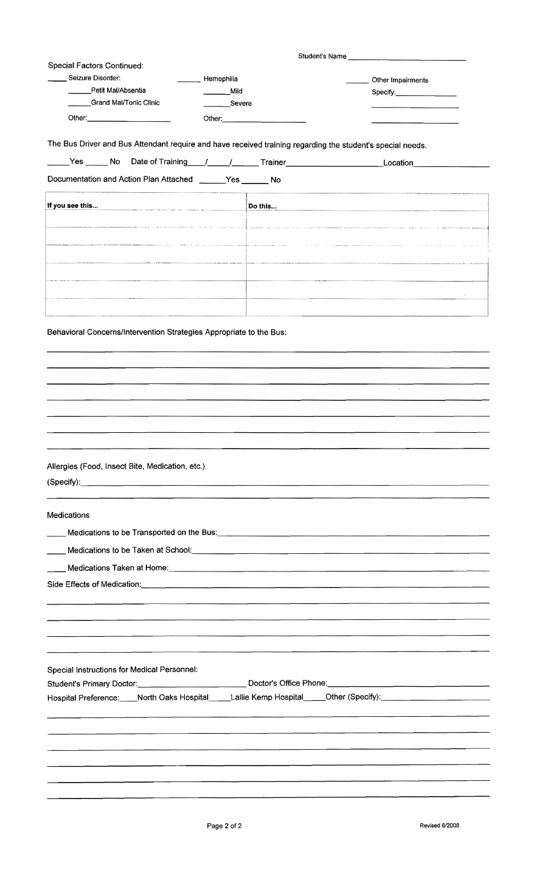Student's Name ______________________________

Special Factors Continued:

_____ Seizure Disorder:
- _____ Petit Mal/Absentia
- _____ Grand Mal/Tonic Clinic
- Other: ____________________

_____ Hemophilia
- _____ Mild
- _____ Severe
- Other: ____________________

_____ Other Impairments
- Specify: ______________

The Bus Driver and Bus Attendant require and have received training regarding the student's special needs.

_____ Yes _____ No Date of Training ____/____/_____ Trainer ____________________ Location ________________

Documentation and Action Plan Attached ______ Yes ______ No

| If you see this... | Do this... |
| --- | --- |
| | |
| | |
| | |
| | |
| | |

Behavioral Concerns/Intervention Strategies Appropriate to the Bus:

______________________________________________________________________________
______________________________________________________________________________
______________________________________________________________________________
______________________________________________________________________________
______________________________________________________________________________
______________________________________________________________________________
______________________________________________________________________________

Allergies (Food, Insect Bite, Medication, etc.)

(Specify): ______________________________________________________________________
______________________________________________________________________________

Medications

_____ Medications to be Transported on the Bus: ______________________________________

_____ Medications to be Taken at School: ____________________________________________

_____ Medications Taken at Home: __________________________________________________

Side Effects of Medication: ________________________________________________________
______________________________________________________________________________
______________________________________________________________________________
______________________________________________________________________________
______________________________________________________________________________

Special Instructions for Medical Personnel:

Student's Primary Doctor: ______________________ Doctor's Office Phone: ______________________

Hospital Preference: ____ North Oaks Hospital ____ Lallie Kemp Hospital ____ Other (Specify): ________________
______________________________________________________________________________
______________________________________________________________________________
______________________________________________________________________________
______________________________________________________________________________
______________________________________________________________________________
______________________________________________________________________________

Revised 6/2008